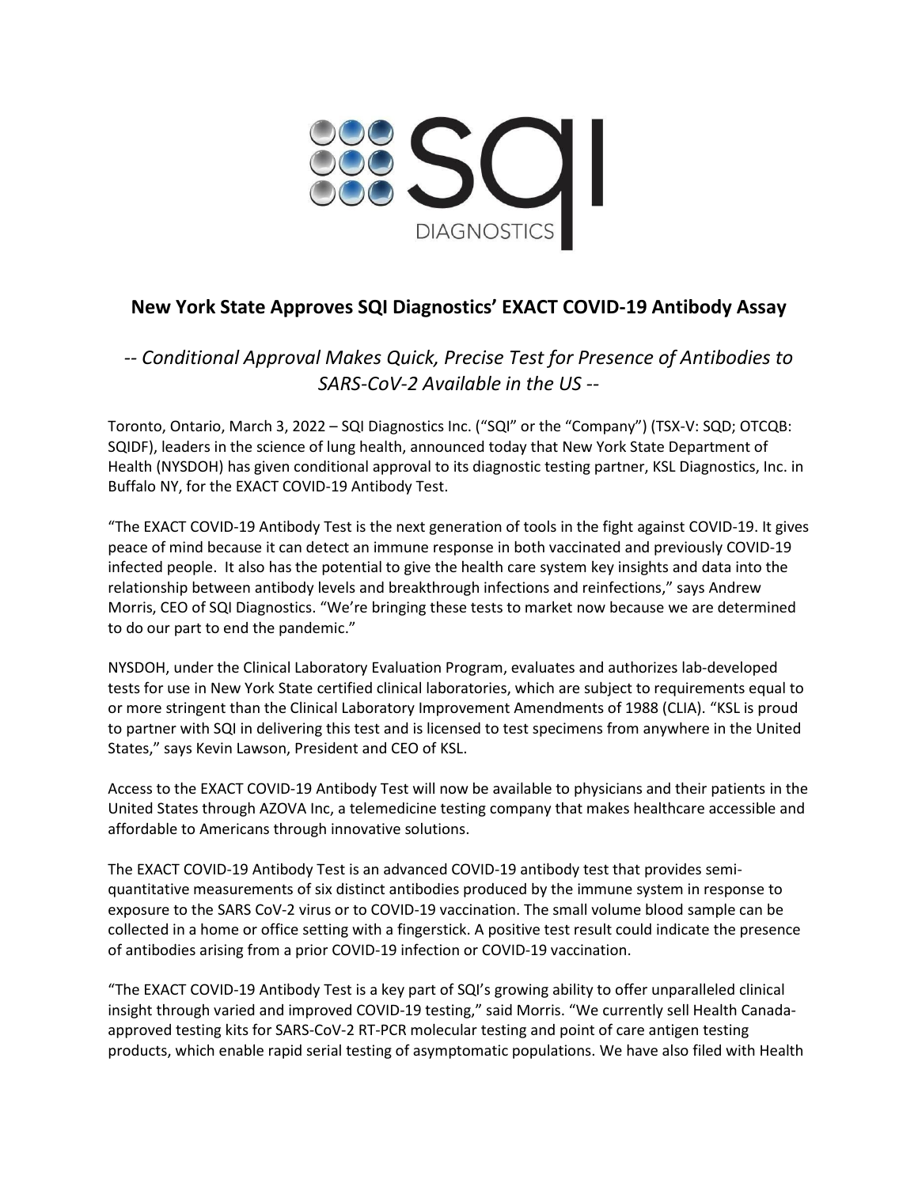# New York State Approves SQI Diagnostics' EXACT COVID-19 Antibody Assay

*-- Conditional Approval Makes Quick, Precise Test for Presence of Antibodies to SARS-CoV-2 Available in the US --*

Toronto, Ontario, March 3, 2022 – SQI Diagnostics Inc. ("SQI" or the "Company") (TSX-V: SQD; OTCQB: SQIDF), leaders in the science of lung health, announced today that New York State Department of Health (NYSDOH) has given conditional approval to its diagnostic testing partner, KSL Diagnostics, Inc. in Buffalo NY, for the EXACT COVID-19 Antibody Test.

"The EXACT COVID-19 Antibody Test is the next generation of tools in the fight against COVID-19. It gives peace of mind because it can detect an immune response in both vaccinated and previously COVID-19 infected people. It also has the potential to give the health care system key insights and data into the relationship between antibody levels and breakthrough infections and reinfections," says Andrew Morris, CEO of SQI Diagnostics. "We're bringing these tests to market now because we are determined to do our part to end the pandemic."

NYSDOH, under the Clinical Laboratory Evaluation Program, evaluates and authorizes lab-developed tests for use in New York State certified clinical laboratories, which are subject to requirements equal to or more stringent than the Clinical Laboratory Improvement Amendments of 1988 (CLIA). "KSL is proud to partner with SQI in delivering this test and is licensed to test specimens from anywhere in the United States," says Kevin Lawson, President and CEO of KSL.

Access to the EXACT COVID-19 Antibody Test will now be available to physicians and their patients in the United States through AZOVA Inc, a telemedicine testing company that makes healthcare accessible and affordable to Americans through innovative solutions.

The EXACT COVID-19 Antibody Test is an advanced COVID-19 antibody test that provides semi-quantitative measurements of six distinct antibodies produced by the immune system in response to exposure to the SARS CoV-2 virus or to COVID-19 vaccination. The small volume blood sample can be collected in a home or office setting with a fingerstick. A positive test result could indicate the presence of antibodies arising from a prior COVID-19 infection or COVID-19 vaccination.

"The EXACT COVID-19 Antibody Test is a key part of SQI's growing ability to offer unparalleled clinical insight through varied and improved COVID-19 testing," said Morris. "We currently sell Health Canada-approved testing kits for SARS-CoV-2 RT-PCR molecular testing and point of care antigen testing products, which enable rapid serial testing of asymptomatic populations. We have also filed with Health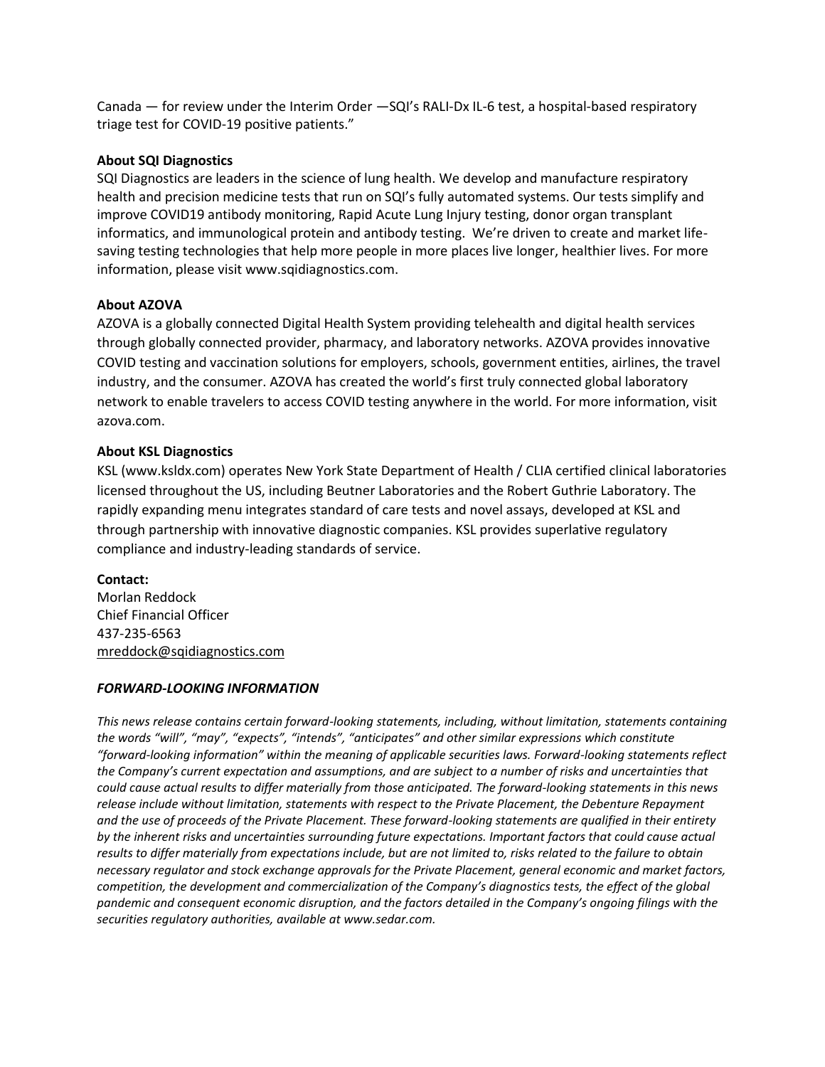Canada — for review under the Interim Order —SQI's RALI-Dx IL-6 test, a hospital-based respiratory triage test for COVID-19 positive patients."

**About SQI Diagnostics**

SQI Diagnostics are leaders in the science of lung health. We develop and manufacture respiratory health and precision medicine tests that run on SQI's fully automated systems. Our tests simplify and improve COVID19 antibody monitoring, Rapid Acute Lung Injury testing, donor organ transplant informatics, and immunological protein and antibody testing. We're driven to create and market life-saving testing technologies that help more people in more places live longer, healthier lives. For more information, please visit www.sqidiagnostics.com.

**About AZOVA**

AZOVA is a globally connected Digital Health System providing telehealth and digital health services through globally connected provider, pharmacy, and laboratory networks. AZOVA provides innovative COVID testing and vaccination solutions for employers, schools, government entities, airlines, the travel industry, and the consumer. AZOVA has created the world's first truly connected global laboratory network to enable travelers to access COVID testing anywhere in the world. For more information, visit azova.com.

**About KSL Diagnostics**

KSL (www.ksldx.com) operates New York State Department of Health / CLIA certified clinical laboratories licensed throughout the US, including Beutner Laboratories and the Robert Guthrie Laboratory. The rapidly expanding menu integrates standard of care tests and novel assays, developed at KSL and through partnership with innovative diagnostic companies. KSL provides superlative regulatory compliance and industry-leading standards of service.

**Contact:**
Morlan Reddock
Chief Financial Officer
437-235-6563
mreddock@sqidiagnostics.com

***FORWARD-LOOKING INFORMATION***

*This news release contains certain forward-looking statements, including, without limitation, statements containing the words "will", "may", "expects", "intends", "anticipates" and other similar expressions which constitute "forward-looking information" within the meaning of applicable securities laws. Forward-looking statements reflect the Company's current expectation and assumptions, and are subject to a number of risks and uncertainties that could cause actual results to differ materially from those anticipated. The forward-looking statements in this news release include without limitation, statements with respect to the Private Placement, the Debenture Repayment and the use of proceeds of the Private Placement. These forward-looking statements are qualified in their entirety by the inherent risks and uncertainties surrounding future expectations. Important factors that could cause actual results to differ materially from expectations include, but are not limited to, risks related to the failure to obtain necessary regulator and stock exchange approvals for the Private Placement, general economic and market factors, competition, the development and commercialization of the Company's diagnostics tests, the effect of the global pandemic and consequent economic disruption, and the factors detailed in the Company's ongoing filings with the securities regulatory authorities, available at www.sedar.com.*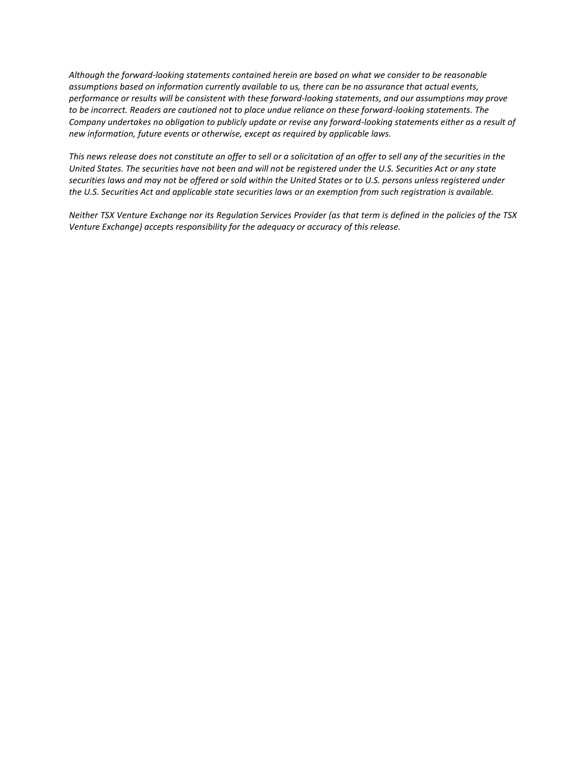*Although the forward-looking statements contained herein are based on what we consider to be reasonable assumptions based on information currently available to us, there can be no assurance that actual events, performance or results will be consistent with these forward-looking statements, and our assumptions may prove to be incorrect. Readers are cautioned not to place undue reliance on these forward-looking statements. The Company undertakes no obligation to publicly update or revise any forward-looking statements either as a result of new information, future events or otherwise, except as required by applicable laws.*

*This news release does not constitute an offer to sell or a solicitation of an offer to sell any of the securities in the United States. The securities have not been and will not be registered under the U.S. Securities Act or any state securities laws and may not be offered or sold within the United States or to U.S. persons unless registered under the U.S. Securities Act and applicable state securities laws or an exemption from such registration is available.*

*Neither TSX Venture Exchange nor its Regulation Services Provider (as that term is defined in the policies of the TSX Venture Exchange) accepts responsibility for the adequacy or accuracy of this release.*